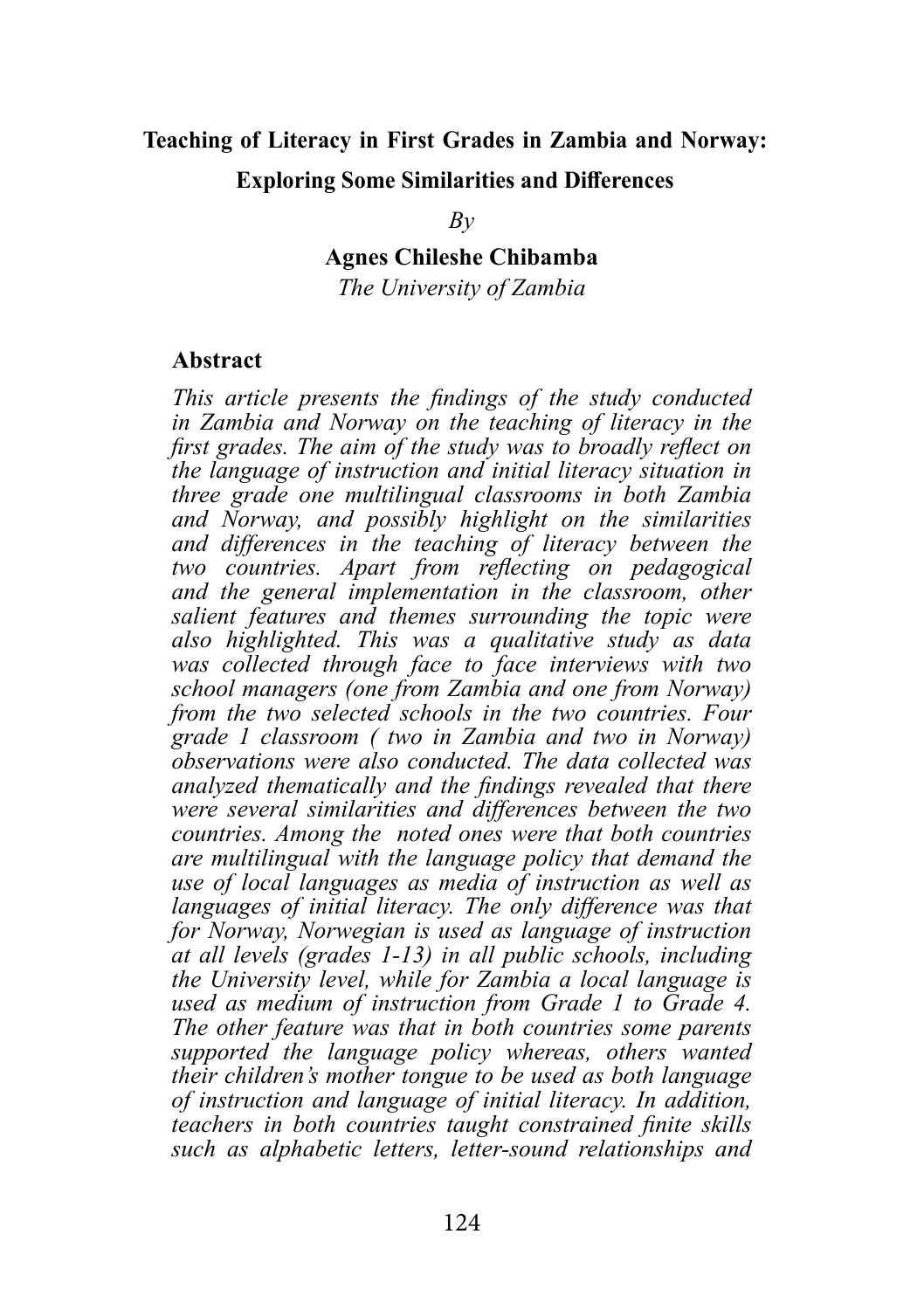# Teaching of Literacy in First Grades in Zambia and Norway: Exploring Some Similarities and Differences

*By*

**Agnes Chileshe Chibamba**

*The University of Zambia*

## Abstract

*This article presents the findings of the study conducted in Zambia and Norway on the teaching of literacy in the first grades. The aim of the study was to broadly reflect on the language of instruction and initial literacy situation in three grade one multilingual classrooms in both Zambia and Norway, and possibly highlight on the similarities and differences in the teaching of literacy between the two countries. Apart from reflecting on pedagogical and the general implementation in the classroom, other salient features and themes surrounding the topic were also highlighted. This was a qualitative study as data was collected through face to face interviews with two school managers (one from Zambia and one from Norway) from the two selected schools in the two countries. Four grade 1 classroom ( two in Zambia and two in Norway) observations were also conducted. The data collected was analyzed thematically and the findings revealed that there were several similarities and differences between the two countries. Among the noted ones were that both countries are multilingual with the language policy that demand the use of local languages as media of instruction as well as languages of initial literacy. The only difference was that for Norway, Norwegian is used as language of instruction at all levels (grades 1-13) in all public schools, including the University level, while for Zambia a local language is used as medium of instruction from Grade 1 to Grade 4. The other feature was that in both countries some parents supported the language policy whereas, others wanted their children's mother tongue to be used as both language of instruction and language of initial literacy. In addition, teachers in both countries taught constrained finite skills such as alphabetic letters, letter-sound relationships and*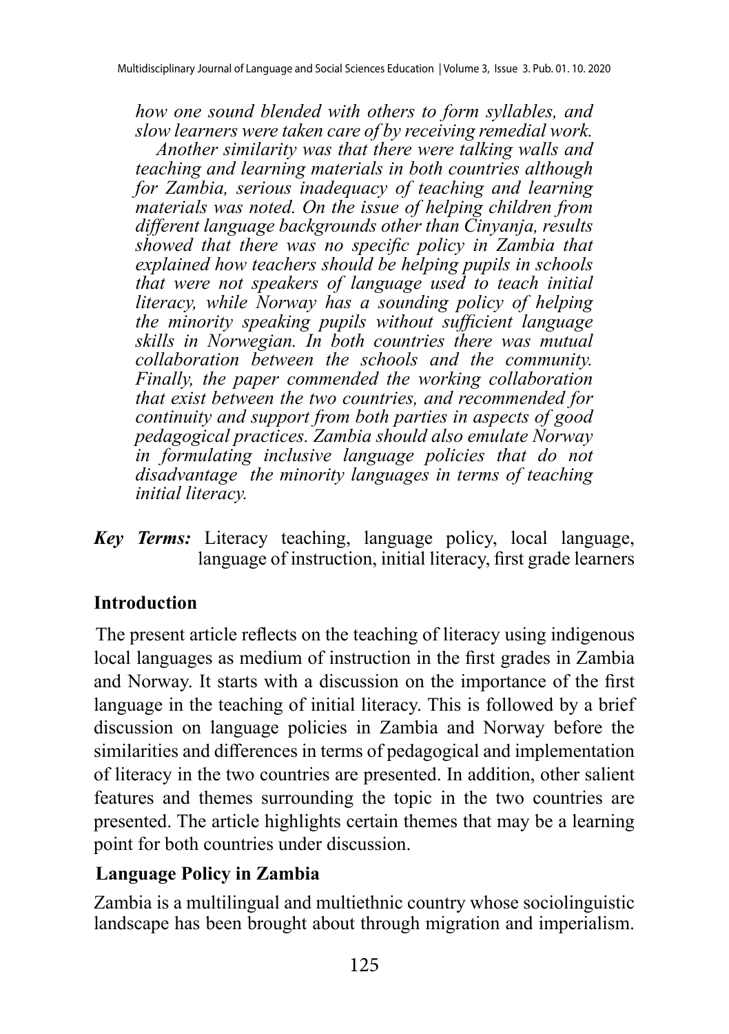*how one sound blended with others to form syllables, and slow learners were taken care of by receiving remedial work.*

*Another similarity was that there were talking walls and teaching and learning materials in both countries although for Zambia, serious inadequacy of teaching and learning materials was noted. On the issue of helping children from different language backgrounds other than Cinyanja, results showed that there was no specific policy in Zambia that explained how teachers should be helping pupils in schools that were not speakers of language used to teach initial literacy, while Norway has a sounding policy of helping the minority speaking pupils without sufficient language skills in Norwegian. In both countries there was mutual collaboration between the schools and the community. Finally, the paper commended the working collaboration that exist between the two countries, and recommended for continuity and support from both parties in aspects of good pedagogical practices. Zambia should also emulate Norway in formulating inclusive language policies that do not disadvantage the minority languages in terms of teaching initial literacy.*

***Key Terms:*** Literacy teaching, language policy, local language, language of instruction, initial literacy, first grade learners

## Introduction

The present article reflects on the teaching of literacy using indigenous local languages as medium of instruction in the first grades in Zambia and Norway. It starts with a discussion on the importance of the first language in the teaching of initial literacy. This is followed by a brief discussion on language policies in Zambia and Norway before the similarities and differences in terms of pedagogical and implementation of literacy in the two countries are presented. In addition, other salient features and themes surrounding the topic in the two countries are presented. The article highlights certain themes that may be a learning point for both countries under discussion.

## Language Policy in Zambia

Zambia is a multilingual and multiethnic country whose sociolinguistic landscape has been brought about through migration and imperialism.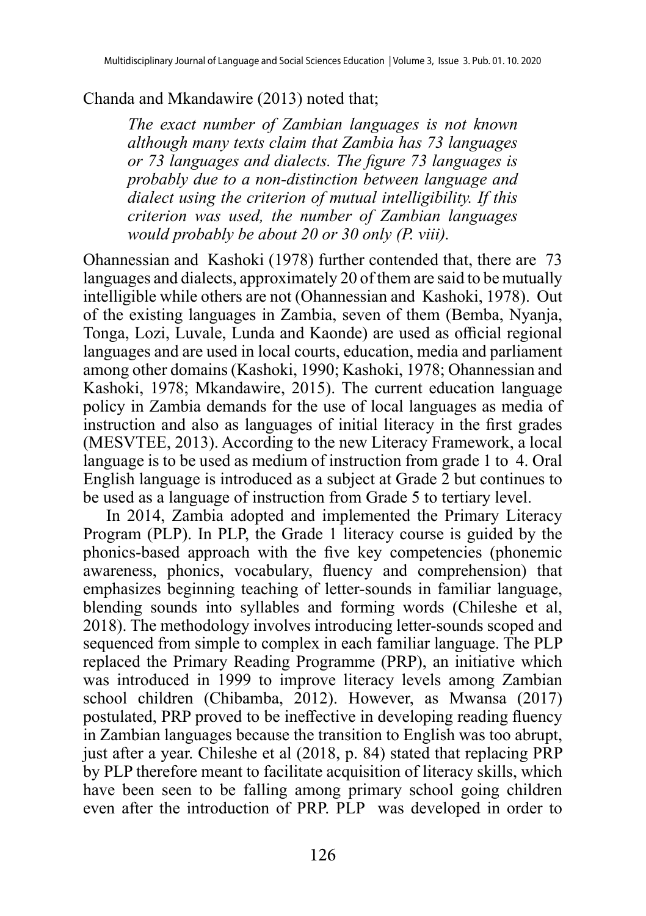Chanda and Mkandawire (2013) noted that;

> *The exact number of Zambian languages is not known although many texts claim that Zambia has 73 languages or 73 languages and dialects. The figure 73 languages is probably due to a non-distinction between language and dialect using the criterion of mutual intelligibility. If this criterion was used, the number of Zambian languages would probably be about 20 or 30 only (P. viii).*

Ohannessian and Kashoki (1978) further contended that, there are 73 languages and dialects, approximately 20 of them are said to be mutually intelligible while others are not (Ohannessian and Kashoki, 1978). Out of the existing languages in Zambia, seven of them (Bemba, Nyanja, Tonga, Lozi, Luvale, Lunda and Kaonde) are used as official regional languages and are used in local courts, education, media and parliament among other domains (Kashoki, 1990; Kashoki, 1978; Ohannessian and Kashoki, 1978; Mkandawire, 2015). The current education language policy in Zambia demands for the use of local languages as media of instruction and also as languages of initial literacy in the first grades (MESVTEE, 2013). According to the new Literacy Framework, a local language is to be used as medium of instruction from grade 1 to 4. Oral English language is introduced as a subject at Grade 2 but continues to be used as a language of instruction from Grade 5 to tertiary level.

In 2014, Zambia adopted and implemented the Primary Literacy Program (PLP). In PLP, the Grade 1 literacy course is guided by the phonics-based approach with the five key competencies (phonemic awareness, phonics, vocabulary, fluency and comprehension) that emphasizes beginning teaching of letter-sounds in familiar language, blending sounds into syllables and forming words (Chileshe et al, 2018). The methodology involves introducing letter-sounds scoped and sequenced from simple to complex in each familiar language. The PLP replaced the Primary Reading Programme (PRP), an initiative which was introduced in 1999 to improve literacy levels among Zambian school children (Chibamba, 2012). However, as Mwansa (2017) postulated, PRP proved to be ineffective in developing reading fluency in Zambian languages because the transition to English was too abrupt, just after a year. Chileshe et al (2018, p. 84) stated that replacing PRP by PLP therefore meant to facilitate acquisition of literacy skills, which have been seen to be falling among primary school going children even after the introduction of PRP. PLP was developed in order to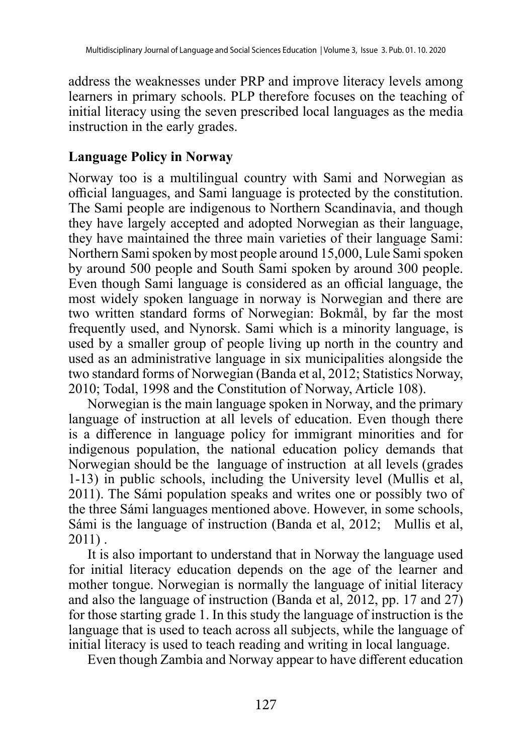address the weaknesses under PRP and improve literacy levels among learners in primary schools. PLP therefore focuses on the teaching of initial literacy using the seven prescribed local languages as the media instruction in the early grades.

## Language Policy in Norway

Norway too is a multilingual country with Sami and Norwegian as official languages, and Sami language is protected by the constitution. The Sami people are indigenous to Northern Scandinavia, and though they have largely accepted and adopted Norwegian as their language, they have maintained the three main varieties of their language Sami: Northern Sami spoken by most people around 15,000, Lule Sami spoken by around 500 people and South Sami spoken by around 300 people. Even though Sami language is considered as an official language, the most widely spoken language in norway is Norwegian and there are two written standard forms of Norwegian: Bokmål, by far the most frequently used, and Nynorsk. Sami which is a minority language, is used by a smaller group of people living up north in the country and used as an administrative language in six municipalities alongside the two standard forms of Norwegian (Banda et al, 2012; Statistics Norway, 2010; Todal, 1998 and the Constitution of Norway, Article 108).

Norwegian is the main language spoken in Norway, and the primary language of instruction at all levels of education. Even though there is a difference in language policy for immigrant minorities and for indigenous population, the national education policy demands that Norwegian should be the language of instruction at all levels (grades 1-13) in public schools, including the University level (Mullis et al, 2011). The Sámi population speaks and writes one or possibly two of the three Sámi languages mentioned above. However, in some schools, Sámi is the language of instruction (Banda et al, 2012; Mullis et al, 2011) .

It is also important to understand that in Norway the language used for initial literacy education depends on the age of the learner and mother tongue. Norwegian is normally the language of initial literacy and also the language of instruction (Banda et al, 2012, pp. 17 and 27) for those starting grade 1. In this study the language of instruction is the language that is used to teach across all subjects, while the language of initial literacy is used to teach reading and writing in local language.

Even though Zambia and Norway appear to have different education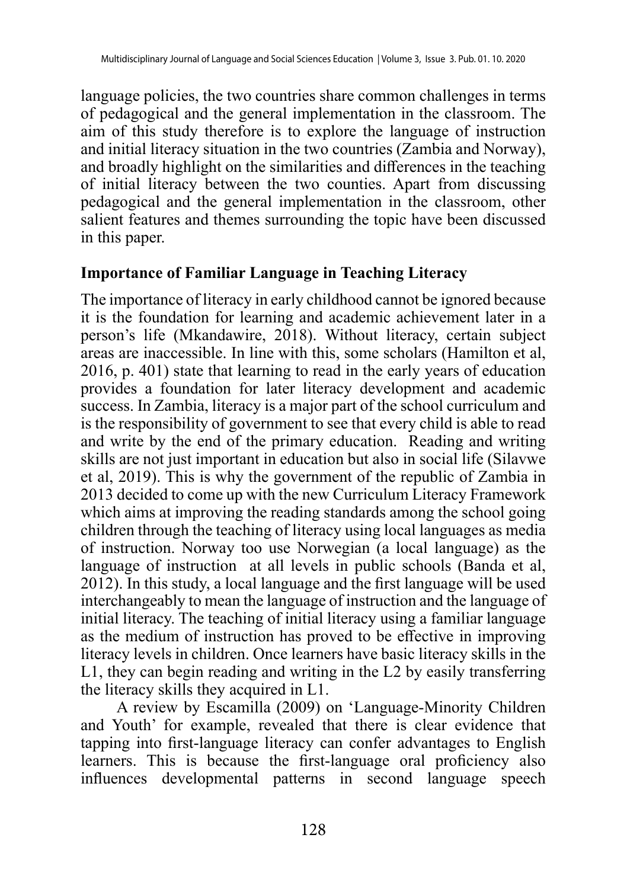language policies, the two countries share common challenges in terms of pedagogical and the general implementation in the classroom. The aim of this study therefore is to explore the language of instruction and initial literacy situation in the two countries (Zambia and Norway), and broadly highlight on the similarities and differences in the teaching of initial literacy between the two counties. Apart from discussing pedagogical and the general implementation in the classroom, other salient features and themes surrounding the topic have been discussed in this paper.

## Importance of Familiar Language in Teaching Literacy

The importance of literacy in early childhood cannot be ignored because it is the foundation for learning and academic achievement later in a person's life (Mkandawire, 2018). Without literacy, certain subject areas are inaccessible. In line with this, some scholars (Hamilton et al, 2016, p. 401) state that learning to read in the early years of education provides a foundation for later literacy development and academic success. In Zambia, literacy is a major part of the school curriculum and is the responsibility of government to see that every child is able to read and write by the end of the primary education. Reading and writing skills are not just important in education but also in social life (Silavwe et al, 2019). This is why the government of the republic of Zambia in 2013 decided to come up with the new Curriculum Literacy Framework which aims at improving the reading standards among the school going children through the teaching of literacy using local languages as media of instruction. Norway too use Norwegian (a local language) as the language of instruction at all levels in public schools (Banda et al, 2012). In this study, a local language and the first language will be used interchangeably to mean the language of instruction and the language of initial literacy. The teaching of initial literacy using a familiar language as the medium of instruction has proved to be effective in improving literacy levels in children. Once learners have basic literacy skills in the L1, they can begin reading and writing in the L2 by easily transferring the literacy skills they acquired in L1.

A review by Escamilla (2009) on 'Language-Minority Children and Youth' for example, revealed that there is clear evidence that tapping into first-language literacy can confer advantages to English learners. This is because the first-language oral proficiency also influences developmental patterns in second language speech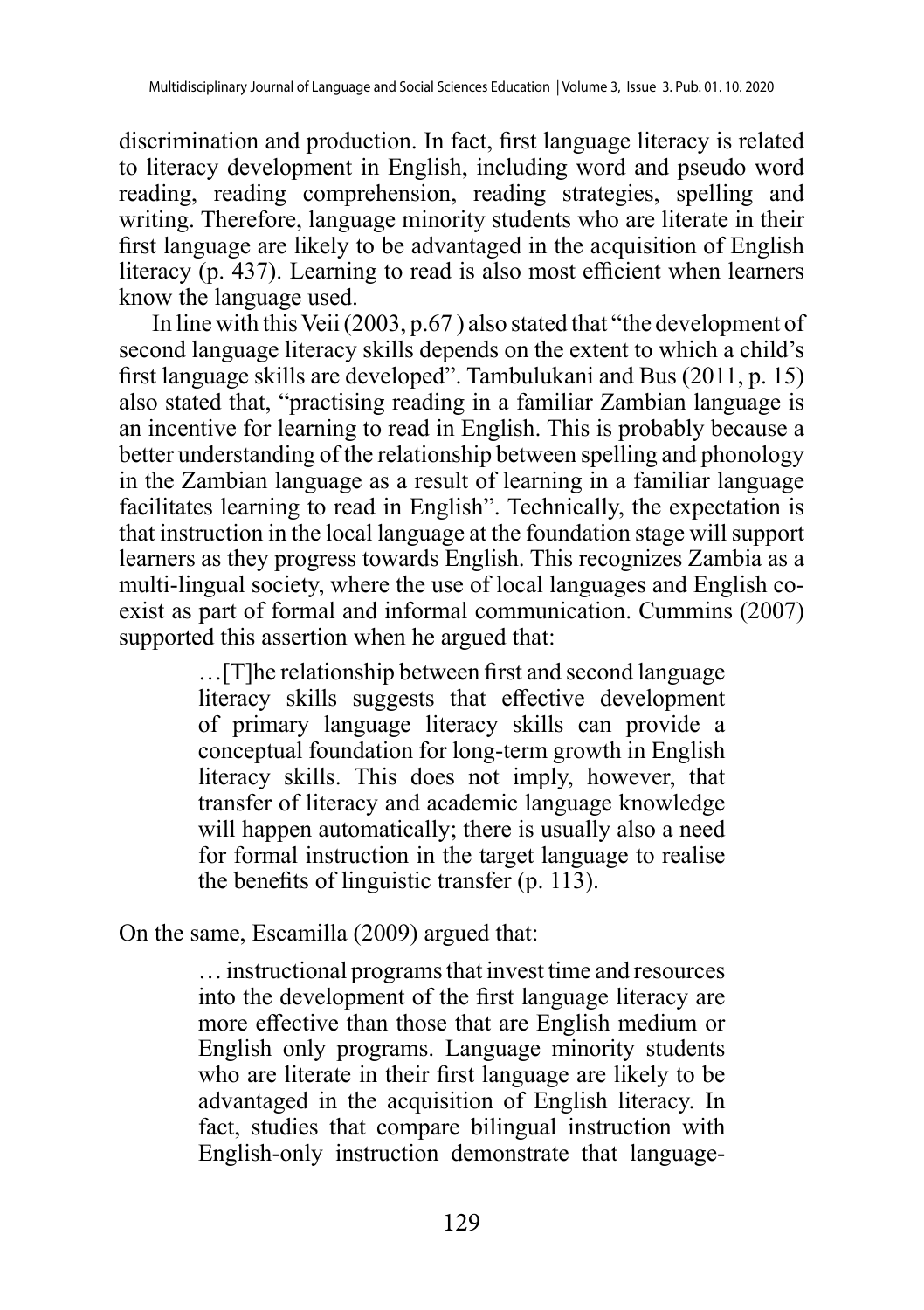discrimination and production. In fact, first language literacy is related to literacy development in English, including word and pseudo word reading, reading comprehension, reading strategies, spelling and writing. Therefore, language minority students who are literate in their first language are likely to be advantaged in the acquisition of English literacy (p. 437). Learning to read is also most efficient when learners know the language used.

In line with this Veii (2003, p.67 ) also stated that "the development of second language literacy skills depends on the extent to which a child's first language skills are developed". Tambulukani and Bus (2011, p. 15) also stated that, "practising reading in a familiar Zambian language is an incentive for learning to read in English. This is probably because a better understanding of the relationship between spelling and phonology in the Zambian language as a result of learning in a familiar language facilitates learning to read in English". Technically, the expectation is that instruction in the local language at the foundation stage will support learners as they progress towards English. This recognizes Zambia as a multi-lingual society, where the use of local languages and English co-exist as part of formal and informal communication. Cummins (2007) supported this assertion when he argued that:

> …[T]he relationship between first and second language literacy skills suggests that effective development of primary language literacy skills can provide a conceptual foundation for long-term growth in English literacy skills. This does not imply, however, that transfer of literacy and academic language knowledge will happen automatically; there is usually also a need for formal instruction in the target language to realise the benefits of linguistic transfer (p. 113).

On the same, Escamilla (2009) argued that:

> … instructional programs that invest time and resources into the development of the first language literacy are more effective than those that are English medium or English only programs. Language minority students who are literate in their first language are likely to be advantaged in the acquisition of English literacy. In fact, studies that compare bilingual instruction with English-only instruction demonstrate that language-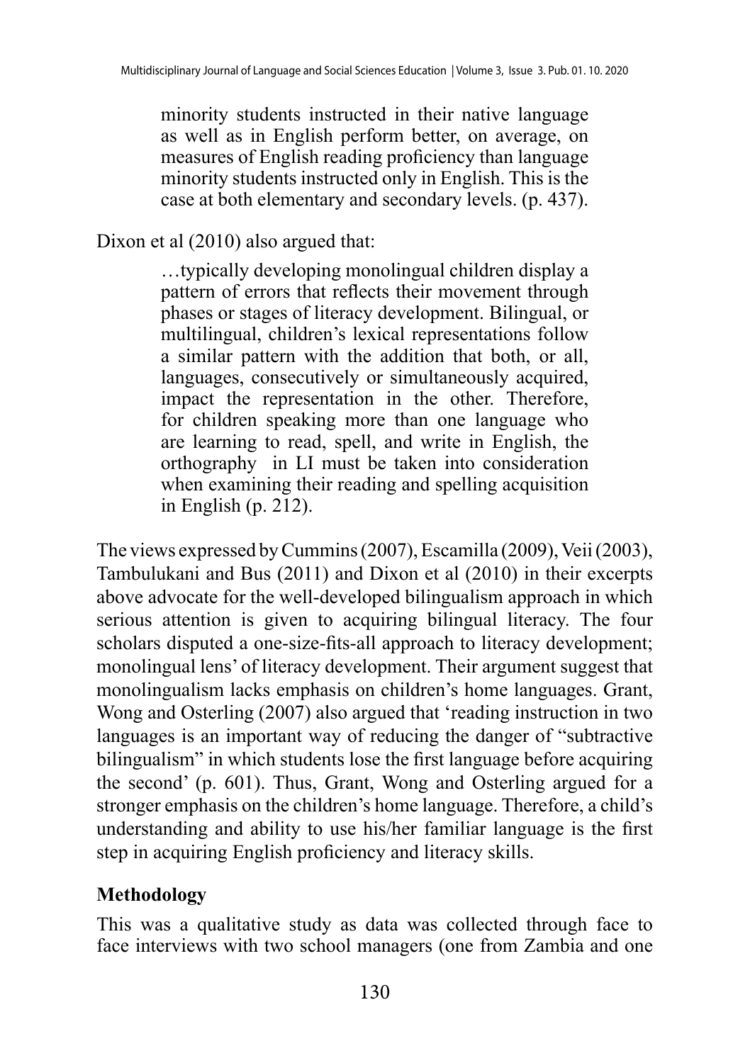> minority students instructed in their native language as well as in English perform better, on average, on measures of English reading proficiency than language minority students instructed only in English. This is the case at both elementary and secondary levels. (p. 437).

Dixon et al (2010) also argued that:

> …typically developing monolingual children display a pattern of errors that reflects their movement through phases or stages of literacy development. Bilingual, or multilingual, children's lexical representations follow a similar pattern with the addition that both, or all, languages, consecutively or simultaneously acquired, impact the representation in the other. Therefore, for children speaking more than one language who are learning to read, spell, and write in English, the orthography in LI must be taken into consideration when examining their reading and spelling acquisition in English (p. 212).

The views expressed by Cummins (2007), Escamilla (2009), Veii (2003), Tambulukani and Bus (2011) and Dixon et al (2010) in their excerpts above advocate for the well-developed bilingualism approach in which serious attention is given to acquiring bilingual literacy. The four scholars disputed a one-size-fits-all approach to literacy development; monolingual lens' of literacy development. Their argument suggest that monolingualism lacks emphasis on children's home languages. Grant, Wong and Osterling (2007) also argued that 'reading instruction in two languages is an important way of reducing the danger of "subtractive bilingualism" in which students lose the first language before acquiring the second' (p. 601). Thus, Grant, Wong and Osterling argued for a stronger emphasis on the children's home language. Therefore, a child's understanding and ability to use his/her familiar language is the first step in acquiring English proficiency and literacy skills.

## Methodology

This was a qualitative study as data was collected through face to face interviews with two school managers (one from Zambia and one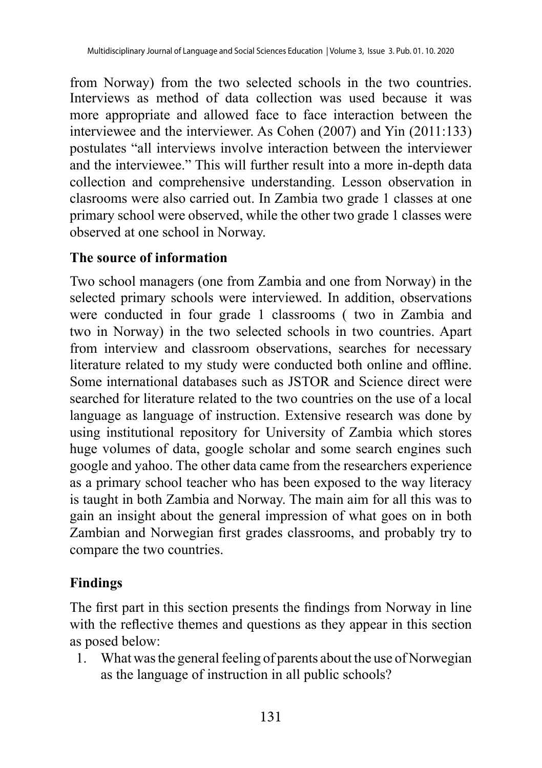from Norway) from the two selected schools in the two countries. Interviews as method of data collection was used because it was more appropriate and allowed face to face interaction between the interviewee and the interviewer. As Cohen (2007) and Yin (2011:133) postulates "all interviews involve interaction between the interviewer and the interviewee." This will further result into a more in-depth data collection and comprehensive understanding. Lesson observation in clasrooms were also carried out. In Zambia two grade 1 classes at one primary school were observed, while the other two grade 1 classes were observed at one school in Norway.

### The source of information

Two school managers (one from Zambia and one from Norway) in the selected primary schools were interviewed. In addition, observations were conducted in four grade 1 classrooms ( two in Zambia and two in Norway) in the two selected schools in two countries. Apart from interview and classroom observations, searches for necessary literature related to my study were conducted both online and offline. Some international databases such as JSTOR and Science direct were searched for literature related to the two countries on the use of a local language as language of instruction. Extensive research was done by using institutional repository for University of Zambia which stores huge volumes of data, google scholar and some search engines such google and yahoo. The other data came from the researchers experience as a primary school teacher who has been exposed to the way literacy is taught in both Zambia and Norway. The main aim for all this was to gain an insight about the general impression of what goes on in both Zambian and Norwegian first grades classrooms, and probably try to compare the two countries.

## Findings

The first part in this section presents the findings from Norway in line with the reflective themes and questions as they appear in this section as posed below:

1. What was the general feeling of parents about the use of Norwegian as the language of instruction in all public schools?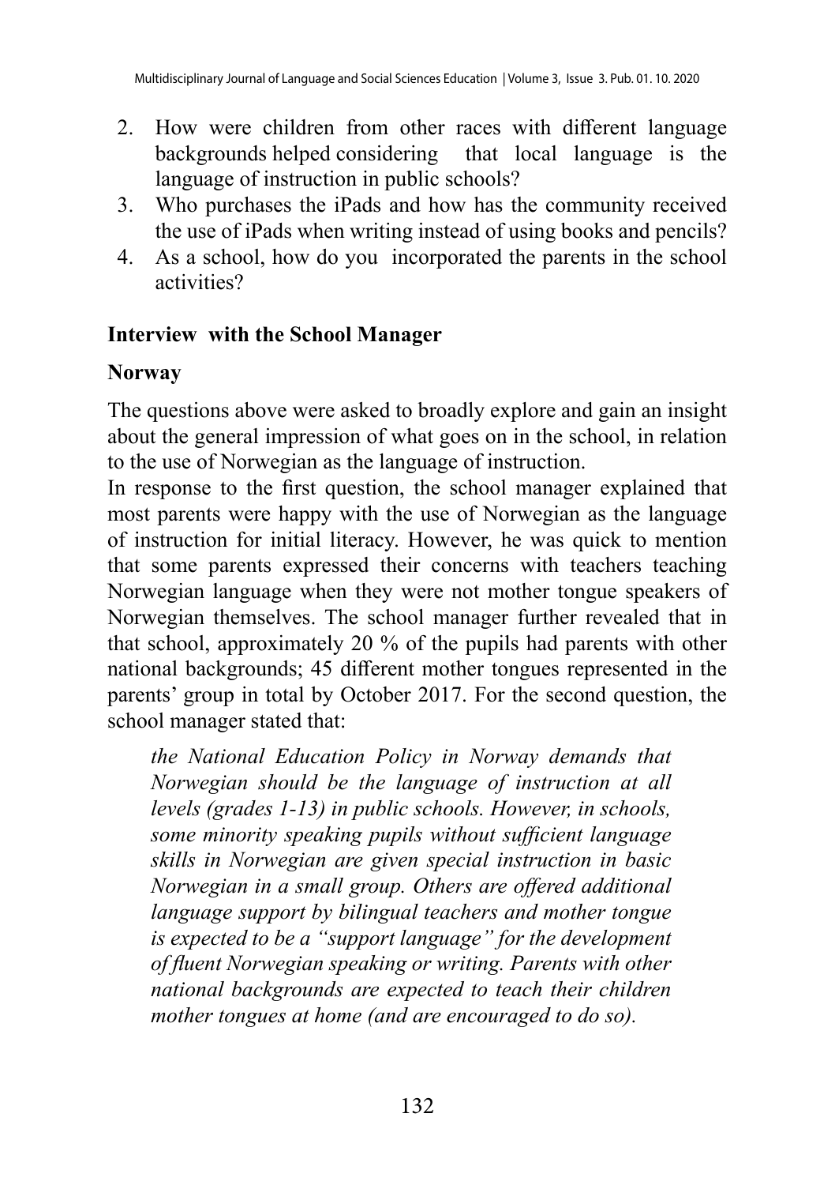2. How were children from other races with different language backgrounds helped considering that local language is the language of instruction in public schools?
3. Who purchases the iPads and how has the community received the use of iPads when writing instead of using books and pencils?
4. As a school, how do you incorporated the parents in the school activities?

**Interview with the School Manager**

**Norway**

The questions above were asked to broadly explore and gain an insight about the general impression of what goes on in the school, in relation to the use of Norwegian as the language of instruction.

In response to the first question, the school manager explained that most parents were happy with the use of Norwegian as the language of instruction for initial literacy. However, he was quick to mention that some parents expressed their concerns with teachers teaching Norwegian language when they were not mother tongue speakers of Norwegian themselves. The school manager further revealed that in that school, approximately 20 % of the pupils had parents with other national backgrounds; 45 different mother tongues represented in the parents' group in total by October 2017. For the second question, the school manager stated that:

> *the National Education Policy in Norway demands that Norwegian should be the language of instruction at all levels (grades 1-13) in public schools. However, in schools, some minority speaking pupils without sufficient language skills in Norwegian are given special instruction in basic Norwegian in a small group. Others are offered additional language support by bilingual teachers and mother tongue is expected to be a "support language" for the development of fluent Norwegian speaking or writing. Parents with other national backgrounds are expected to teach their children mother tongues at home (and are encouraged to do so).*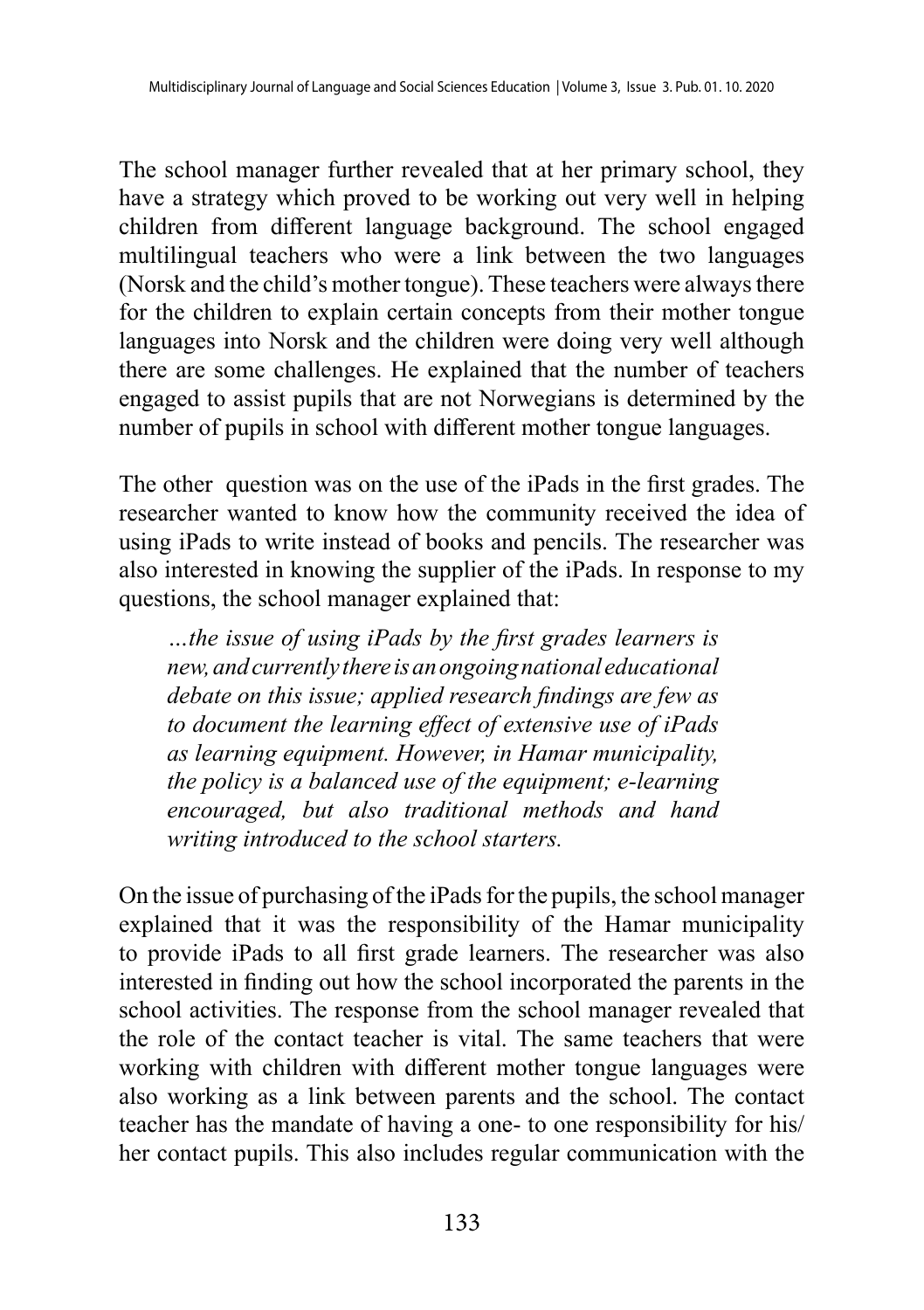The school manager further revealed that at her primary school, they have a strategy which proved to be working out very well in helping children from different language background. The school engaged multilingual teachers who were a link between the two languages (Norsk and the child's mother tongue). These teachers were always there for the children to explain certain concepts from their mother tongue languages into Norsk and the children were doing very well although there are some challenges. He explained that the number of teachers engaged to assist pupils that are not Norwegians is determined by the number of pupils in school with different mother tongue languages.

The other question was on the use of the iPads in the first grades. The researcher wanted to know how the community received the idea of using iPads to write instead of books and pencils. The researcher was also interested in knowing the supplier of the iPads. In response to my questions, the school manager explained that:

> *…the issue of using iPads by the first grades learners is new, and currently there is an ongoing national educational debate on this issue; applied research findings are few as to document the learning effect of extensive use of iPads as learning equipment. However, in Hamar municipality, the policy is a balanced use of the equipment; e-learning encouraged, but also traditional methods and hand writing introduced to the school starters.*

On the issue of purchasing of the iPads for the pupils, the school manager explained that it was the responsibility of the Hamar municipality to provide iPads to all first grade learners. The researcher was also interested in finding out how the school incorporated the parents in the school activities. The response from the school manager revealed that the role of the contact teacher is vital. The same teachers that were working with children with different mother tongue languages were also working as a link between parents and the school. The contact teacher has the mandate of having a one- to one responsibility for his/ her contact pupils. This also includes regular communication with the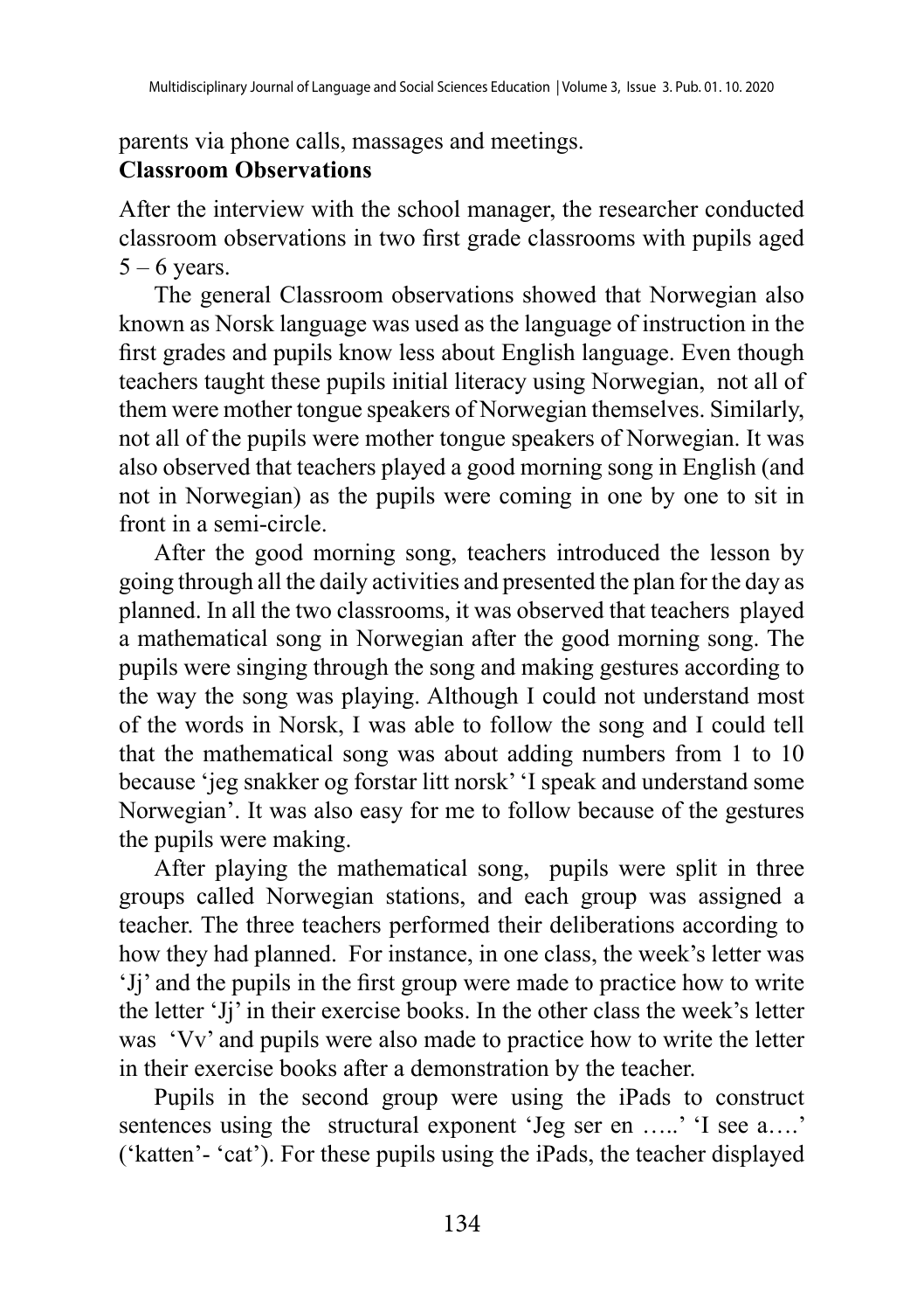parents via phone calls, massages and meetings.

**Classroom Observations**

After the interview with the school manager, the researcher conducted classroom observations in two first grade classrooms with pupils aged 5 – 6 years.

The general Classroom observations showed that Norwegian also known as Norsk language was used as the language of instruction in the first grades and pupils know less about English language. Even though teachers taught these pupils initial literacy using Norwegian, not all of them were mother tongue speakers of Norwegian themselves. Similarly, not all of the pupils were mother tongue speakers of Norwegian. It was also observed that teachers played a good morning song in English (and not in Norwegian) as the pupils were coming in one by one to sit in front in a semi-circle.

After the good morning song, teachers introduced the lesson by going through all the daily activities and presented the plan for the day as planned. In all the two classrooms, it was observed that teachers played a mathematical song in Norwegian after the good morning song. The pupils were singing through the song and making gestures according to the way the song was playing. Although I could not understand most of the words in Norsk, I was able to follow the song and I could tell that the mathematical song was about adding numbers from 1 to 10 because 'jeg snakker og forstar litt norsk' 'I speak and understand some Norwegian'. It was also easy for me to follow because of the gestures the pupils were making.

After playing the mathematical song, pupils were split in three groups called Norwegian stations, and each group was assigned a teacher. The three teachers performed their deliberations according to how they had planned. For instance, in one class, the week's letter was 'Jj' and the pupils in the first group were made to practice how to write the letter 'Jj' in their exercise books. In the other class the week's letter was 'Vv' and pupils were also made to practice how to write the letter in their exercise books after a demonstration by the teacher.

Pupils in the second group were using the iPads to construct sentences using the structural exponent 'Jeg ser en …..' 'I see a….' ('katten'- 'cat'). For these pupils using the iPads, the teacher displayed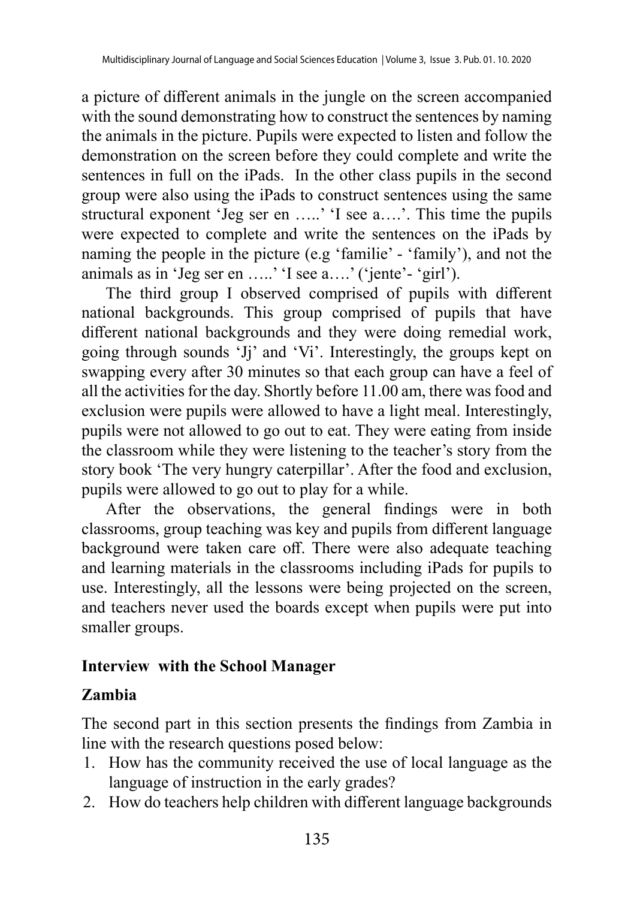a picture of different animals in the jungle on the screen accompanied with the sound demonstrating how to construct the sentences by naming the animals in the picture. Pupils were expected to listen and follow the demonstration on the screen before they could complete and write the sentences in full on the iPads. In the other class pupils in the second group were also using the iPads to construct sentences using the same structural exponent 'Jeg ser en …..' 'I see a….'. This time the pupils were expected to complete and write the sentences on the iPads by naming the people in the picture (e.g 'familie' - 'family'), and not the animals as in 'Jeg ser en …..' 'I see a….' ('jente'- 'girl').

The third group I observed comprised of pupils with different national backgrounds. This group comprised of pupils that have different national backgrounds and they were doing remedial work, going through sounds 'Jj' and 'Vi'. Interestingly, the groups kept on swapping every after 30 minutes so that each group can have a feel of all the activities for the day. Shortly before 11.00 am, there was food and exclusion were pupils were allowed to have a light meal. Interestingly, pupils were not allowed to go out to eat. They were eating from inside the classroom while they were listening to the teacher's story from the story book 'The very hungry caterpillar'. After the food and exclusion, pupils were allowed to go out to play for a while.

After the observations, the general findings were in both classrooms, group teaching was key and pupils from different language background were taken care off. There were also adequate teaching and learning materials in the classrooms including iPads for pupils to use. Interestingly, all the lessons were being projected on the screen, and teachers never used the boards except when pupils were put into smaller groups.

## Interview with the School Manager

## Zambia

The second part in this section presents the findings from Zambia in line with the research questions posed below:

1. How has the community received the use of local language as the language of instruction in the early grades?
2. How do teachers help children with different language backgrounds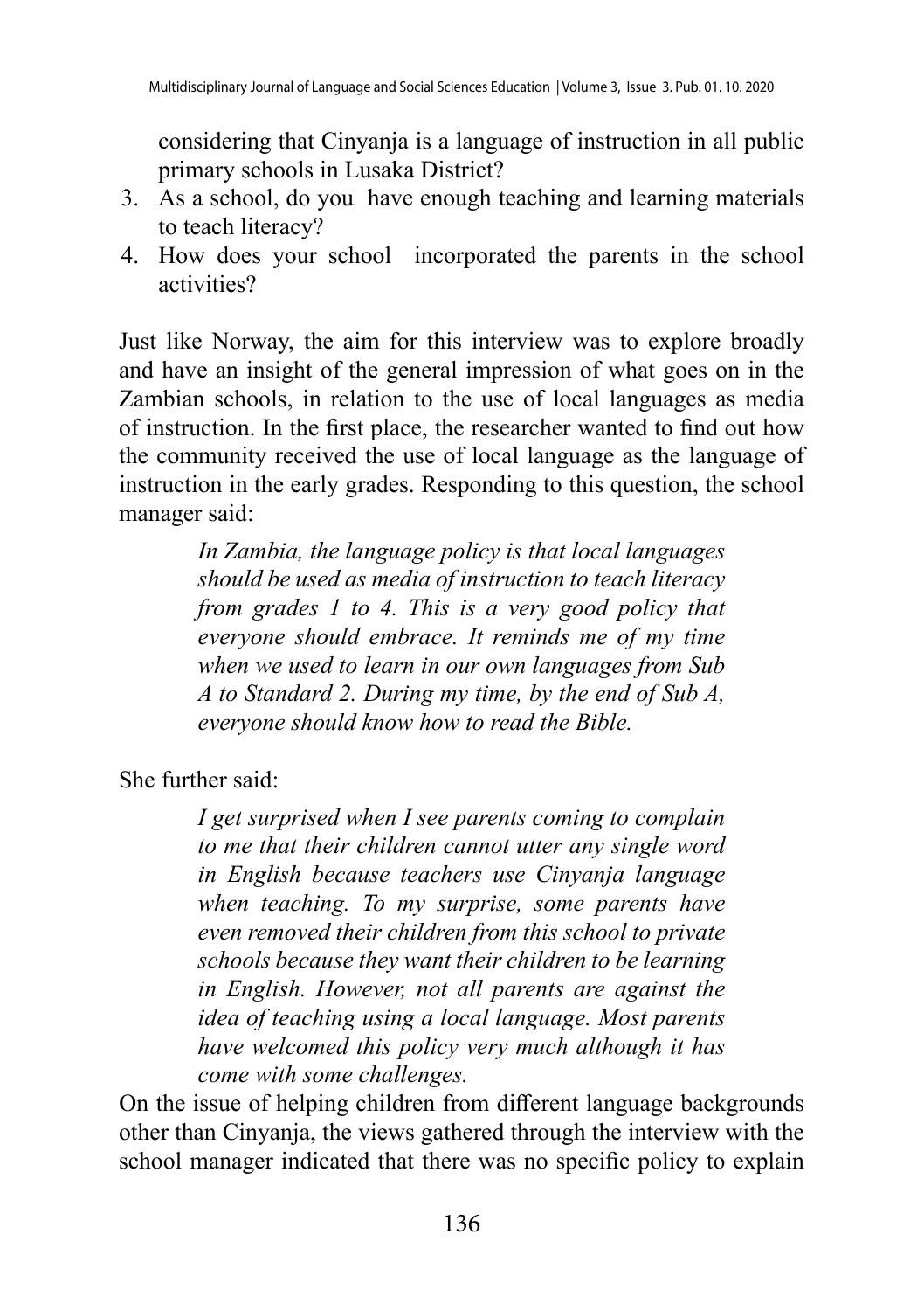considering that Cinyanja is a language of instruction in all public primary schools in Lusaka District?

3. As a school, do you have enough teaching and learning materials to teach literacy?
4. How does your school incorporated the parents in the school activities?

Just like Norway, the aim for this interview was to explore broadly and have an insight of the general impression of what goes on in the Zambian schools, in relation to the use of local languages as media of instruction. In the first place, the researcher wanted to find out how the community received the use of local language as the language of instruction in the early grades. Responding to this question, the school manager said:

> *In Zambia, the language policy is that local languages should be used as media of instruction to teach literacy from grades 1 to 4. This is a very good policy that everyone should embrace. It reminds me of my time when we used to learn in our own languages from Sub A to Standard 2. During my time, by the end of Sub A, everyone should know how to read the Bible.*

She further said:

> *I get surprised when I see parents coming to complain to me that their children cannot utter any single word in English because teachers use Cinyanja language when teaching. To my surprise, some parents have even removed their children from this school to private schools because they want their children to be learning in English. However, not all parents are against the idea of teaching using a local language. Most parents have welcomed this policy very much although it has come with some challenges.*

On the issue of helping children from different language backgrounds other than Cinyanja, the views gathered through the interview with the school manager indicated that there was no specific policy to explain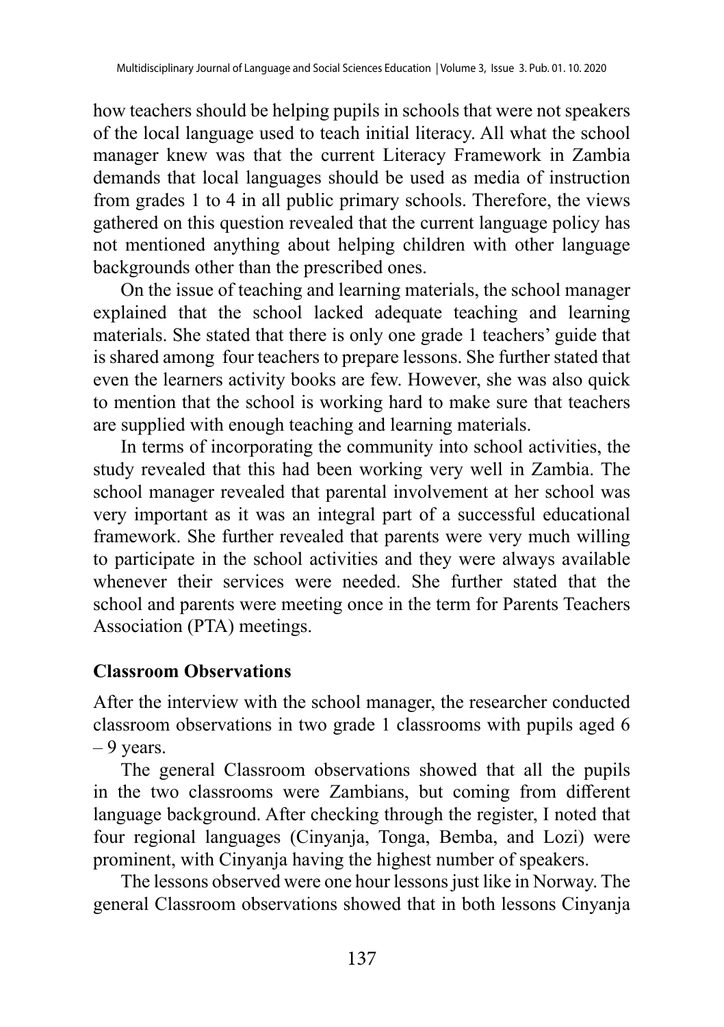how teachers should be helping pupils in schools that were not speakers of the local language used to teach initial literacy. All what the school manager knew was that the current Literacy Framework in Zambia demands that local languages should be used as media of instruction from grades 1 to 4 in all public primary schools. Therefore, the views gathered on this question revealed that the current language policy has not mentioned anything about helping children with other language backgrounds other than the prescribed ones.

On the issue of teaching and learning materials, the school manager explained that the school lacked adequate teaching and learning materials. She stated that there is only one grade 1 teachers' guide that is shared among four teachers to prepare lessons. She further stated that even the learners activity books are few. However, she was also quick to mention that the school is working hard to make sure that teachers are supplied with enough teaching and learning materials.

In terms of incorporating the community into school activities, the study revealed that this had been working very well in Zambia. The school manager revealed that parental involvement at her school was very important as it was an integral part of a successful educational framework. She further revealed that parents were very much willing to participate in the school activities and they were always available whenever their services were needed. She further stated that the school and parents were meeting once in the term for Parents Teachers Association (PTA) meetings.

**Classroom Observations**

After the interview with the school manager, the researcher conducted classroom observations in two grade 1 classrooms with pupils aged 6 – 9 years.

The general Classroom observations showed that all the pupils in the two classrooms were Zambians, but coming from different language background. After checking through the register, I noted that four regional languages (Cinyanja, Tonga, Bemba, and Lozi) were prominent, with Cinyanja having the highest number of speakers.

The lessons observed were one hour lessons just like in Norway. The general Classroom observations showed that in both lessons Cinyanja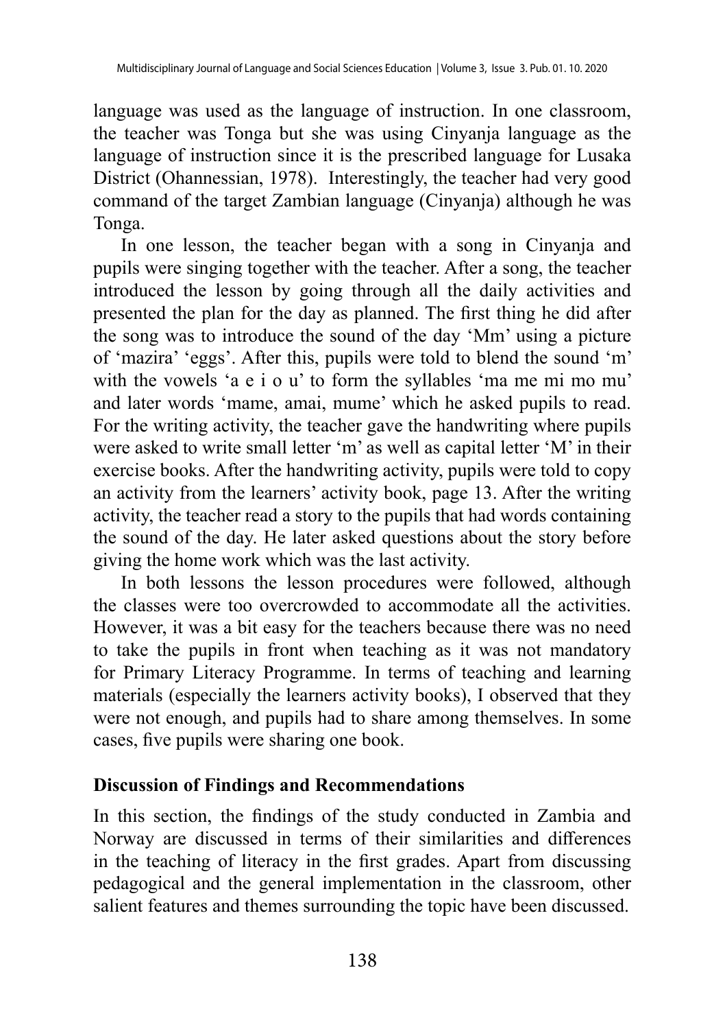language was used as the language of instruction. In one classroom, the teacher was Tonga but she was using Cinyanja language as the language of instruction since it is the prescribed language for Lusaka District (Ohannessian, 1978). Interestingly, the teacher had very good command of the target Zambian language (Cinyanja) although he was Tonga.

In one lesson, the teacher began with a song in Cinyanja and pupils were singing together with the teacher. After a song, the teacher introduced the lesson by going through all the daily activities and presented the plan for the day as planned. The first thing he did after the song was to introduce the sound of the day 'Mm' using a picture of 'mazira' 'eggs'. After this, pupils were told to blend the sound 'm' with the vowels 'a e i o u' to form the syllables 'ma me mi mo mu' and later words 'mame, amai, mume' which he asked pupils to read. For the writing activity, the teacher gave the handwriting where pupils were asked to write small letter 'm' as well as capital letter 'M' in their exercise books. After the handwriting activity, pupils were told to copy an activity from the learners' activity book, page 13. After the writing activity, the teacher read a story to the pupils that had words containing the sound of the day. He later asked questions about the story before giving the home work which was the last activity.

In both lessons the lesson procedures were followed, although the classes were too overcrowded to accommodate all the activities. However, it was a bit easy for the teachers because there was no need to take the pupils in front when teaching as it was not mandatory for Primary Literacy Programme. In terms of teaching and learning materials (especially the learners activity books), I observed that they were not enough, and pupils had to share among themselves. In some cases, five pupils were sharing one book.

## Discussion of Findings and Recommendations

In this section, the findings of the study conducted in Zambia and Norway are discussed in terms of their similarities and differences in the teaching of literacy in the first grades. Apart from discussing pedagogical and the general implementation in the classroom, other salient features and themes surrounding the topic have been discussed.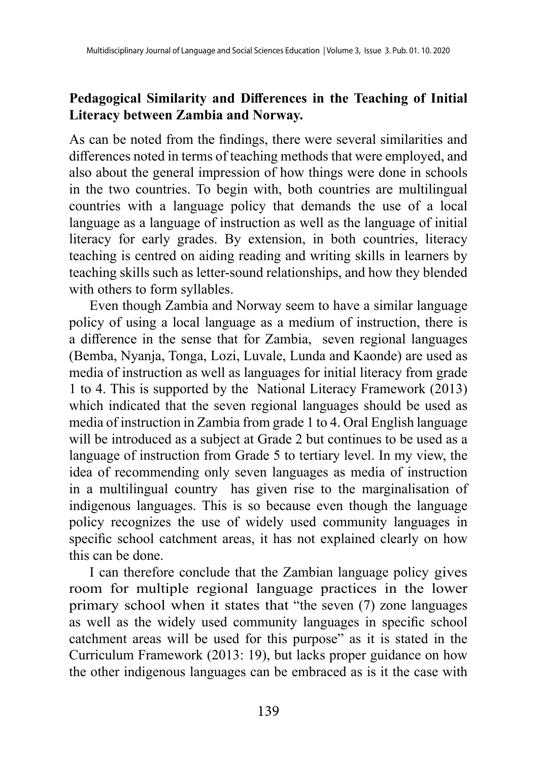**Pedagogical Similarity and Differences in the Teaching of Initial Literacy between Zambia and Norway.**

As can be noted from the findings, there were several similarities and differences noted in terms of teaching methods that were employed, and also about the general impression of how things were done in schools in the two countries. To begin with, both countries are multilingual countries with a language policy that demands the use of a local language as a language of instruction as well as the language of initial literacy for early grades. By extension, in both countries, literacy teaching is centred on aiding reading and writing skills in learners by teaching skills such as letter-sound relationships, and how they blended with others to form syllables.

Even though Zambia and Norway seem to have a similar language policy of using a local language as a medium of instruction, there is a difference in the sense that for Zambia, seven regional languages (Bemba, Nyanja, Tonga, Lozi, Luvale, Lunda and Kaonde) are used as media of instruction as well as languages for initial literacy from grade 1 to 4. This is supported by the National Literacy Framework (2013) which indicated that the seven regional languages should be used as media of instruction in Zambia from grade 1 to 4. Oral English language will be introduced as a subject at Grade 2 but continues to be used as a language of instruction from Grade 5 to tertiary level. In my view, the idea of recommending only seven languages as media of instruction in a multilingual country has given rise to the marginalisation of indigenous languages. This is so because even though the language policy recognizes the use of widely used community languages in specific school catchment areas, it has not explained clearly on how this can be done.

I can therefore conclude that the Zambian language policy gives room for multiple regional language practices in the lower primary school when it states that "the seven (7) zone languages as well as the widely used community languages in specific school catchment areas will be used for this purpose" as it is stated in the Curriculum Framework (2013: 19), but lacks proper guidance on how the other indigenous languages can be embraced as is it the case with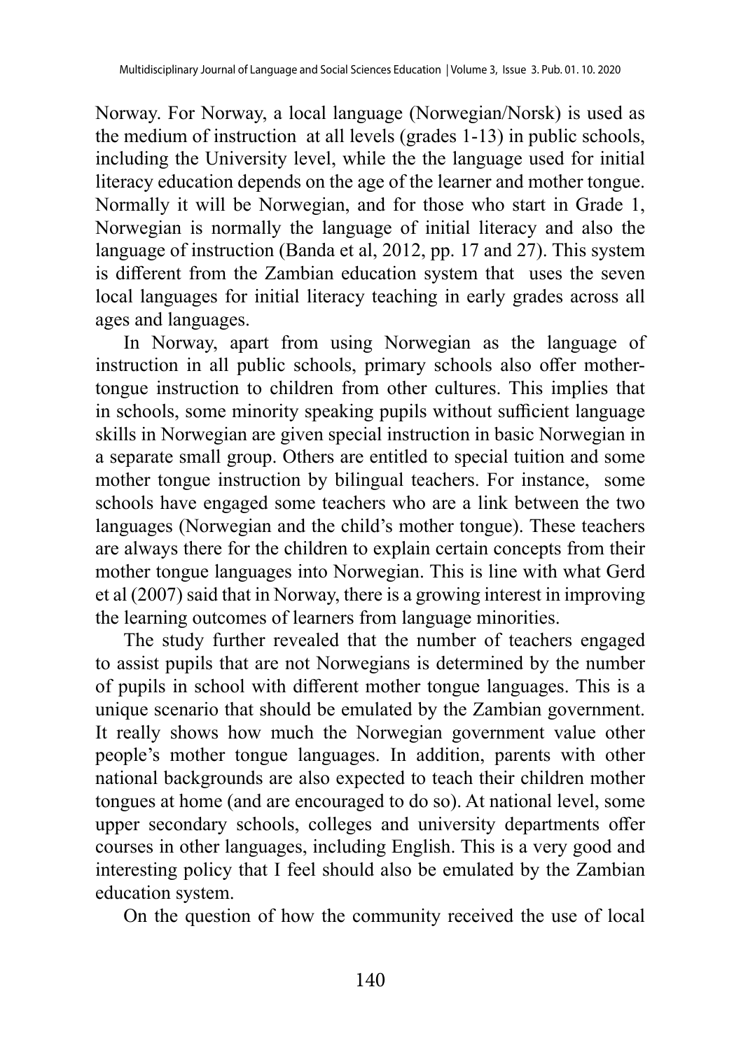Norway. For Norway, a local language (Norwegian/Norsk) is used as the medium of instruction at all levels (grades 1-13) in public schools, including the University level, while the the language used for initial literacy education depends on the age of the learner and mother tongue. Normally it will be Norwegian, and for those who start in Grade 1, Norwegian is normally the language of initial literacy and also the language of instruction (Banda et al, 2012, pp. 17 and 27). This system is different from the Zambian education system that uses the seven local languages for initial literacy teaching in early grades across all ages and languages.

In Norway, apart from using Norwegian as the language of instruction in all public schools, primary schools also offer mother-tongue instruction to children from other cultures. This implies that in schools, some minority speaking pupils without sufficient language skills in Norwegian are given special instruction in basic Norwegian in a separate small group. Others are entitled to special tuition and some mother tongue instruction by bilingual teachers. For instance, some schools have engaged some teachers who are a link between the two languages (Norwegian and the child's mother tongue). These teachers are always there for the children to explain certain concepts from their mother tongue languages into Norwegian. This is line with what Gerd et al (2007) said that in Norway, there is a growing interest in improving the learning outcomes of learners from language minorities.

The study further revealed that the number of teachers engaged to assist pupils that are not Norwegians is determined by the number of pupils in school with different mother tongue languages. This is a unique scenario that should be emulated by the Zambian government. It really shows how much the Norwegian government value other people's mother tongue languages. In addition, parents with other national backgrounds are also expected to teach their children mother tongues at home (and are encouraged to do so). At national level, some upper secondary schools, colleges and university departments offer courses in other languages, including English. This is a very good and interesting policy that I feel should also be emulated by the Zambian education system.

On the question of how the community received the use of local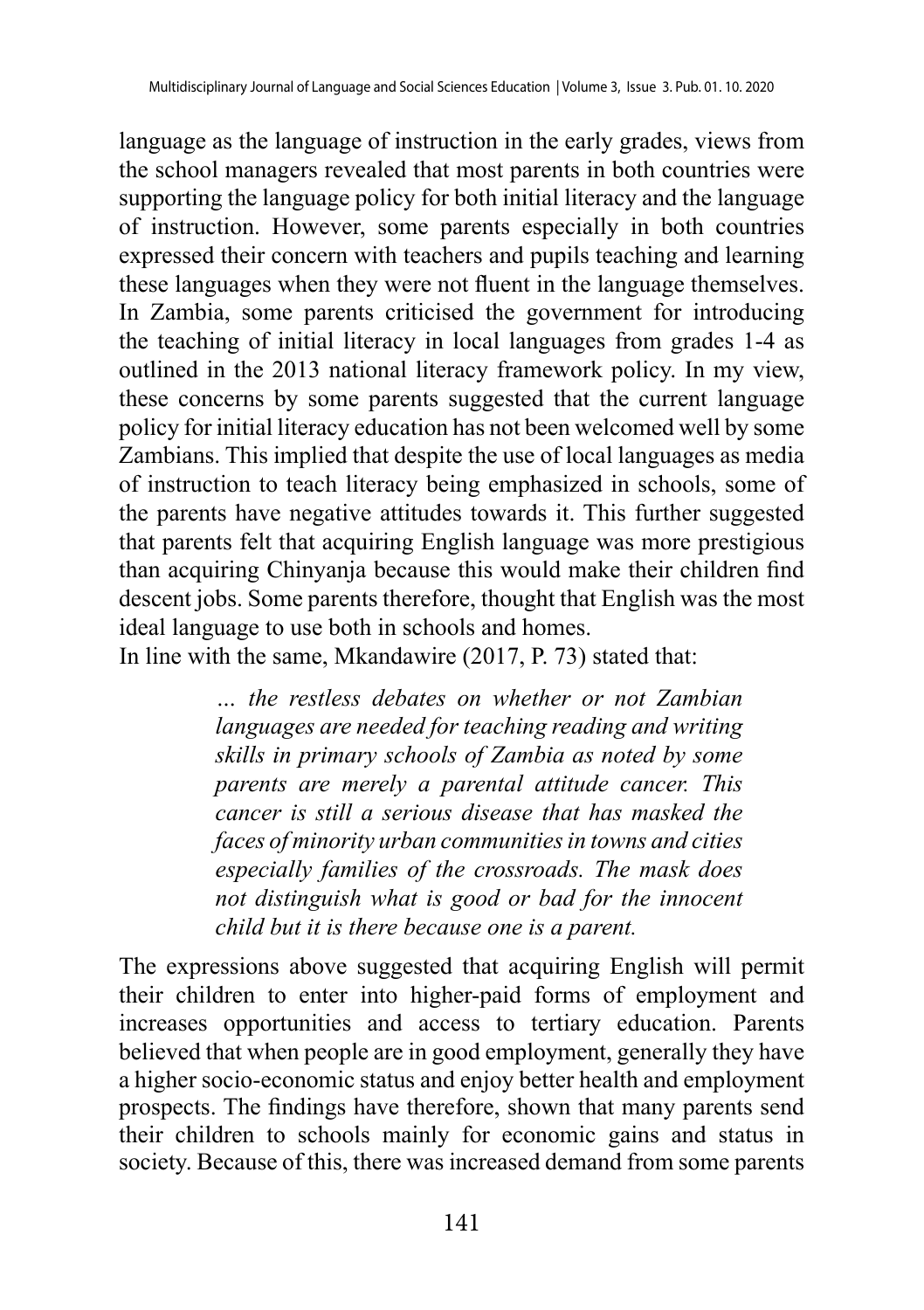language as the language of instruction in the early grades, views from the school managers revealed that most parents in both countries were supporting the language policy for both initial literacy and the language of instruction. However, some parents especially in both countries expressed their concern with teachers and pupils teaching and learning these languages when they were not fluent in the language themselves. In Zambia, some parents criticised the government for introducing the teaching of initial literacy in local languages from grades 1-4 as outlined in the 2013 national literacy framework policy. In my view, these concerns by some parents suggested that the current language policy for initial literacy education has not been welcomed well by some Zambians. This implied that despite the use of local languages as media of instruction to teach literacy being emphasized in schools, some of the parents have negative attitudes towards it. This further suggested that parents felt that acquiring English language was more prestigious than acquiring Chinyanja because this would make their children find descent jobs. Some parents therefore, thought that English was the most ideal language to use both in schools and homes.

In line with the same, Mkandawire (2017, P. 73) stated that:

> *… the restless debates on whether or not Zambian languages are needed for teaching reading and writing skills in primary schools of Zambia as noted by some parents are merely a parental attitude cancer. This cancer is still a serious disease that has masked the faces of minority urban communities in towns and cities especially families of the crossroads. The mask does not distinguish what is good or bad for the innocent child but it is there because one is a parent.*

The expressions above suggested that acquiring English will permit their children to enter into higher-paid forms of employment and increases opportunities and access to tertiary education. Parents believed that when people are in good employment, generally they have a higher socio-economic status and enjoy better health and employment prospects. The findings have therefore, shown that many parents send their children to schools mainly for economic gains and status in society. Because of this, there was increased demand from some parents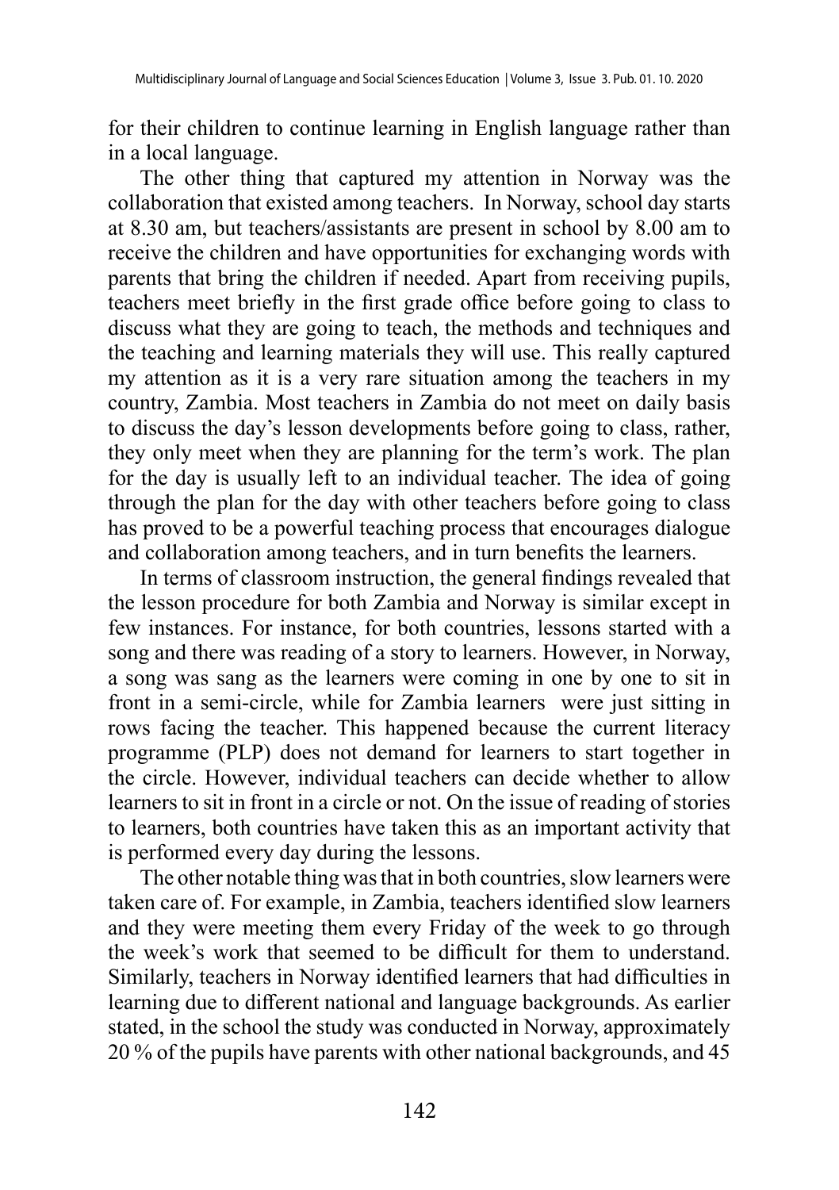for their children to continue learning in English language rather than in a local language.

The other thing that captured my attention in Norway was the collaboration that existed among teachers. In Norway, school day starts at 8.30 am, but teachers/assistants are present in school by 8.00 am to receive the children and have opportunities for exchanging words with parents that bring the children if needed. Apart from receiving pupils, teachers meet briefly in the first grade office before going to class to discuss what they are going to teach, the methods and techniques and the teaching and learning materials they will use. This really captured my attention as it is a very rare situation among the teachers in my country, Zambia. Most teachers in Zambia do not meet on daily basis to discuss the day's lesson developments before going to class, rather, they only meet when they are planning for the term's work. The plan for the day is usually left to an individual teacher. The idea of going through the plan for the day with other teachers before going to class has proved to be a powerful teaching process that encourages dialogue and collaboration among teachers, and in turn benefits the learners.

In terms of classroom instruction, the general findings revealed that the lesson procedure for both Zambia and Norway is similar except in few instances. For instance, for both countries, lessons started with a song and there was reading of a story to learners. However, in Norway, a song was sang as the learners were coming in one by one to sit in front in a semi-circle, while for Zambia learners were just sitting in rows facing the teacher. This happened because the current literacy programme (PLP) does not demand for learners to start together in the circle. However, individual teachers can decide whether to allow learners to sit in front in a circle or not. On the issue of reading of stories to learners, both countries have taken this as an important activity that is performed every day during the lessons.

The other notable thing was that in both countries, slow learners were taken care of. For example, in Zambia, teachers identified slow learners and they were meeting them every Friday of the week to go through the week's work that seemed to be difficult for them to understand. Similarly, teachers in Norway identified learners that had difficulties in learning due to different national and language backgrounds. As earlier stated, in the school the study was conducted in Norway, approximately 20 % of the pupils have parents with other national backgrounds, and 45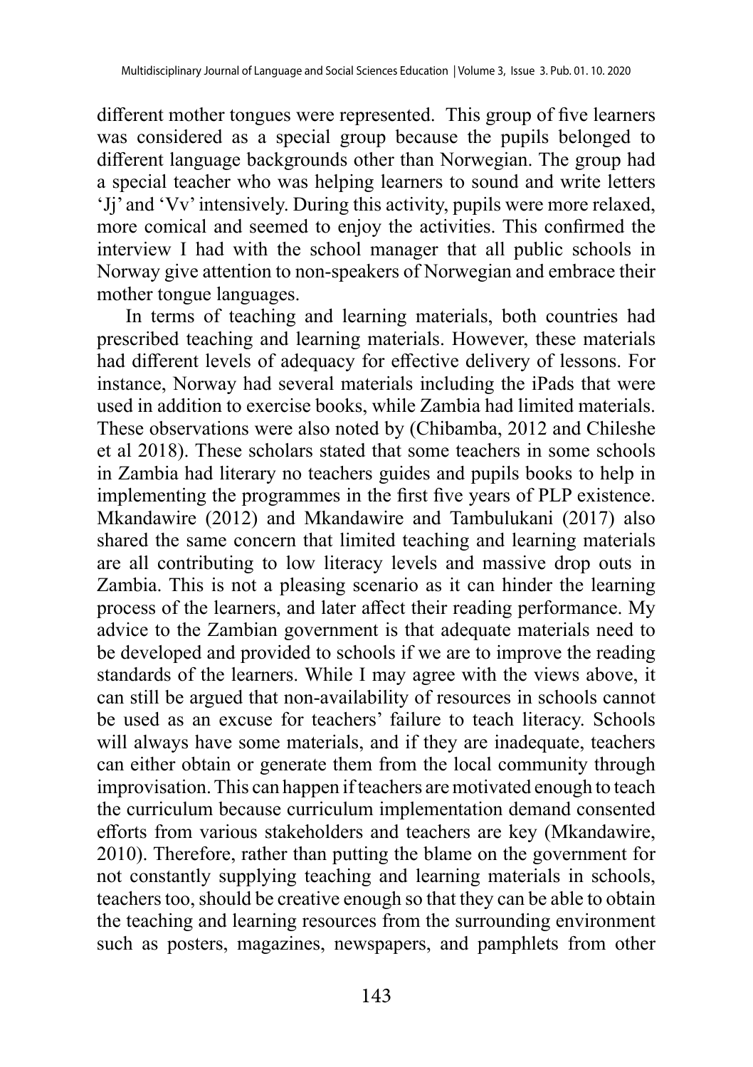different mother tongues were represented. This group of five learners was considered as a special group because the pupils belonged to different language backgrounds other than Norwegian. The group had a special teacher who was helping learners to sound and write letters 'Jj' and 'Vv' intensively. During this activity, pupils were more relaxed, more comical and seemed to enjoy the activities. This confirmed the interview I had with the school manager that all public schools in Norway give attention to non-speakers of Norwegian and embrace their mother tongue languages.

In terms of teaching and learning materials, both countries had prescribed teaching and learning materials. However, these materials had different levels of adequacy for effective delivery of lessons. For instance, Norway had several materials including the iPads that were used in addition to exercise books, while Zambia had limited materials. These observations were also noted by (Chibamba, 2012 and Chileshe et al 2018). These scholars stated that some teachers in some schools in Zambia had literary no teachers guides and pupils books to help in implementing the programmes in the first five years of PLP existence. Mkandawire (2012) and Mkandawire and Tambulukani (2017) also shared the same concern that limited teaching and learning materials are all contributing to low literacy levels and massive drop outs in Zambia. This is not a pleasing scenario as it can hinder the learning process of the learners, and later affect their reading performance. My advice to the Zambian government is that adequate materials need to be developed and provided to schools if we are to improve the reading standards of the learners. While I may agree with the views above, it can still be argued that non-availability of resources in schools cannot be used as an excuse for teachers' failure to teach literacy. Schools will always have some materials, and if they are inadequate, teachers can either obtain or generate them from the local community through improvisation. This can happen if teachers are motivated enough to teach the curriculum because curriculum implementation demand consented efforts from various stakeholders and teachers are key (Mkandawire, 2010). Therefore, rather than putting the blame on the government for not constantly supplying teaching and learning materials in schools, teachers too, should be creative enough so that they can be able to obtain the teaching and learning resources from the surrounding environment such as posters, magazines, newspapers, and pamphlets from other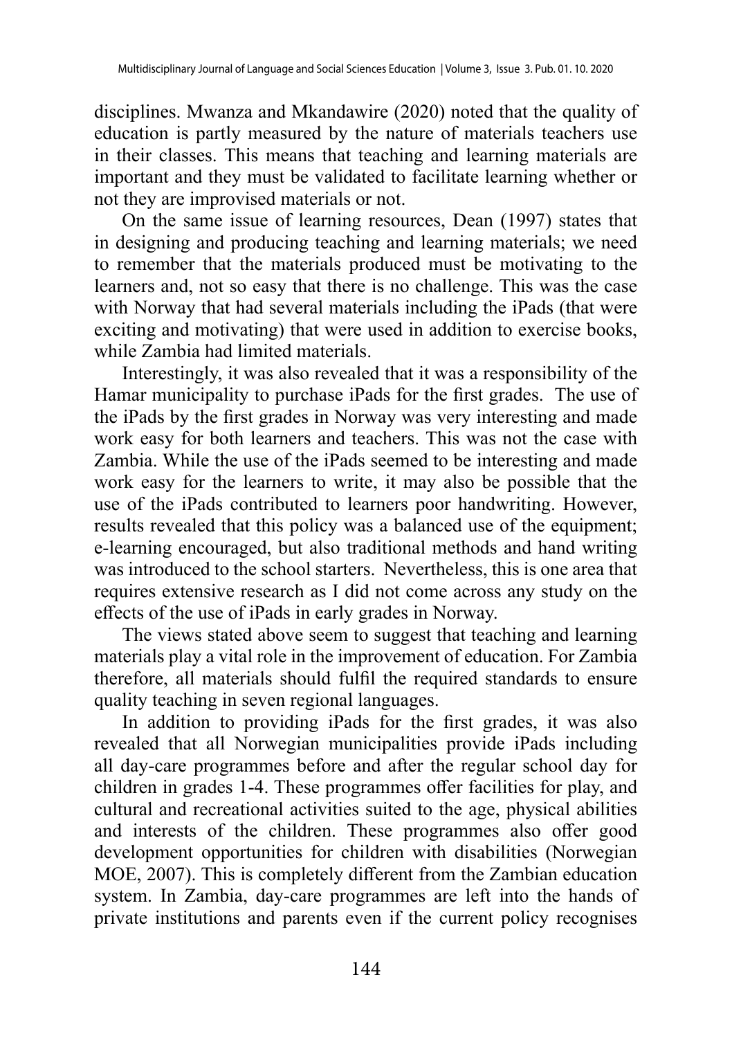disciplines. Mwanza and Mkandawire (2020) noted that the quality of education is partly measured by the nature of materials teachers use in their classes. This means that teaching and learning materials are important and they must be validated to facilitate learning whether or not they are improvised materials or not.

On the same issue of learning resources, Dean (1997) states that in designing and producing teaching and learning materials; we need to remember that the materials produced must be motivating to the learners and, not so easy that there is no challenge. This was the case with Norway that had several materials including the iPads (that were exciting and motivating) that were used in addition to exercise books, while Zambia had limited materials.

Interestingly, it was also revealed that it was a responsibility of the Hamar municipality to purchase iPads for the first grades. The use of the iPads by the first grades in Norway was very interesting and made work easy for both learners and teachers. This was not the case with Zambia. While the use of the iPads seemed to be interesting and made work easy for the learners to write, it may also be possible that the use of the iPads contributed to learners poor handwriting. However, results revealed that this policy was a balanced use of the equipment; e-learning encouraged, but also traditional methods and hand writing was introduced to the school starters. Nevertheless, this is one area that requires extensive research as I did not come across any study on the effects of the use of iPads in early grades in Norway.

The views stated above seem to suggest that teaching and learning materials play a vital role in the improvement of education. For Zambia therefore, all materials should fulfil the required standards to ensure quality teaching in seven regional languages.

In addition to providing iPads for the first grades, it was also revealed that all Norwegian municipalities provide iPads including all day-care programmes before and after the regular school day for children in grades 1-4. These programmes offer facilities for play, and cultural and recreational activities suited to the age, physical abilities and interests of the children. These programmes also offer good development opportunities for children with disabilities (Norwegian MOE, 2007). This is completely different from the Zambian education system. In Zambia, day-care programmes are left into the hands of private institutions and parents even if the current policy recognises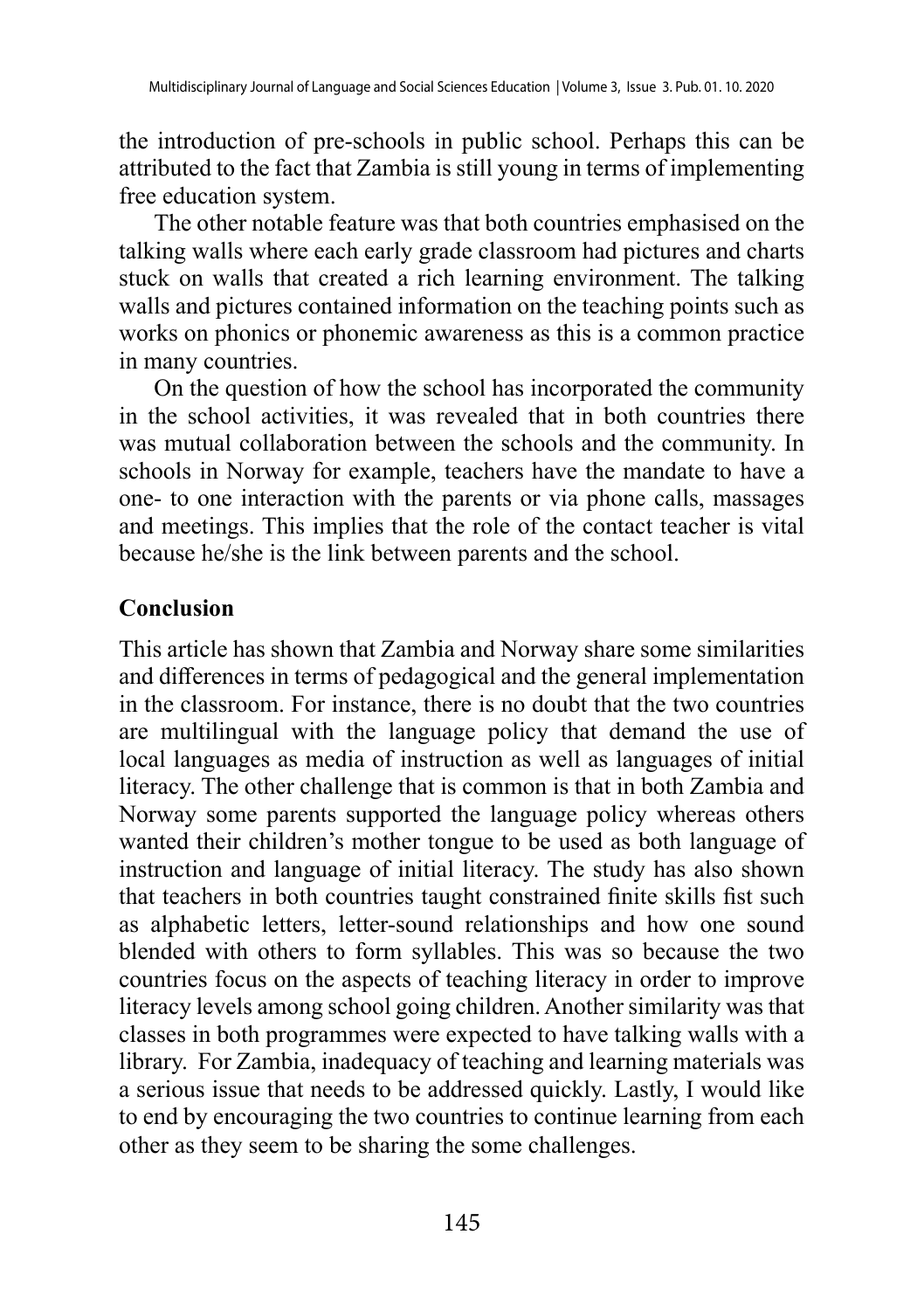the introduction of pre-schools in public school. Perhaps this can be attributed to the fact that Zambia is still young in terms of implementing free education system.

The other notable feature was that both countries emphasised on the talking walls where each early grade classroom had pictures and charts stuck on walls that created a rich learning environment. The talking walls and pictures contained information on the teaching points such as works on phonics or phonemic awareness as this is a common practice in many countries.

On the question of how the school has incorporated the community in the school activities, it was revealed that in both countries there was mutual collaboration between the schools and the community. In schools in Norway for example, teachers have the mandate to have a one- to one interaction with the parents or via phone calls, massages and meetings. This implies that the role of the contact teacher is vital because he/she is the link between parents and the school.

## Conclusion

This article has shown that Zambia and Norway share some similarities and differences in terms of pedagogical and the general implementation in the classroom. For instance, there is no doubt that the two countries are multilingual with the language policy that demand the use of local languages as media of instruction as well as languages of initial literacy. The other challenge that is common is that in both Zambia and Norway some parents supported the language policy whereas others wanted their children's mother tongue to be used as both language of instruction and language of initial literacy. The study has also shown that teachers in both countries taught constrained finite skills fist such as alphabetic letters, letter-sound relationships and how one sound blended with others to form syllables. This was so because the two countries focus on the aspects of teaching literacy in order to improve literacy levels among school going children. Another similarity was that classes in both programmes were expected to have talking walls with a library. For Zambia, inadequacy of teaching and learning materials was a serious issue that needs to be addressed quickly. Lastly, I would like to end by encouraging the two countries to continue learning from each other as they seem to be sharing the some challenges.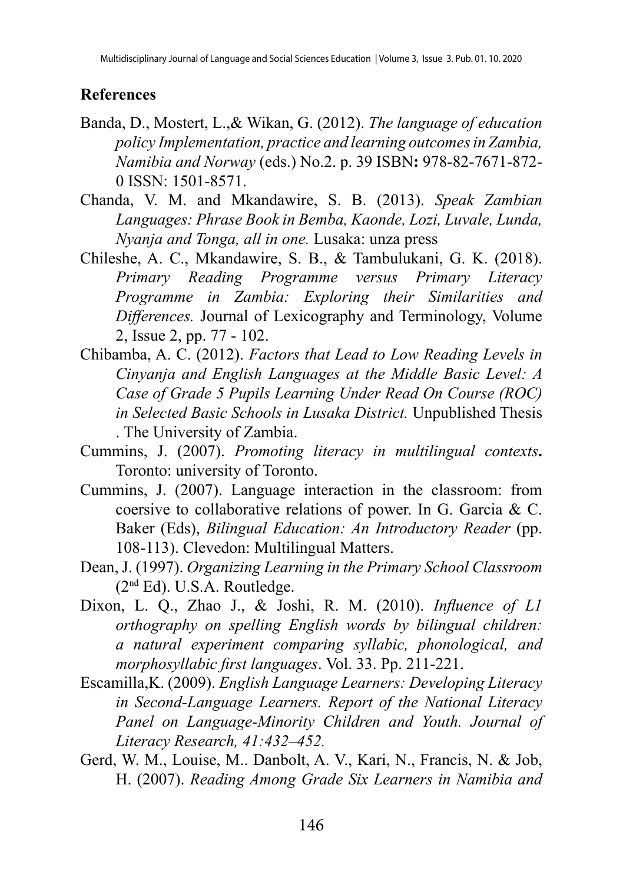## References

Banda, D., Mostert, L.,& Wikan, G. (2012). *The language of education policy Implementation, practice and learning outcomes in Zambia, Namibia and Norway* (eds.) No.2. p. 39 ISBN**:** 978-82-7671-872-0 ISSN: 1501-8571.

Chanda, V. M. and Mkandawire, S. B. (2013). *Speak Zambian Languages: Phrase Book in Bemba, Kaonde, Lozi, Luvale, Lunda, Nyanja and Tonga, all in one.* Lusaka: unza press

Chileshe, A. C., Mkandawire, S. B., & Tambulukani, G. K. (2018). *Primary Reading Programme versus Primary Literacy Programme in Zambia: Exploring their Similarities and Differences.* Journal of Lexicography and Terminology, Volume 2, Issue 2, pp. 77 - 102.

Chibamba, A. C. (2012). *Factors that Lead to Low Reading Levels in Cinyanja and English Languages at the Middle Basic Level: A Case of Grade 5 Pupils Learning Under Read On Course (ROC) in Selected Basic Schools in Lusaka District.* Unpublished Thesis . The University of Zambia.

Cummins, J. (2007). *Promoting literacy in multilingual contexts***.** Toronto: university of Toronto.

Cummins, J. (2007). Language interaction in the classroom: from coersive to collaborative relations of power. In G. Garcia & C. Baker (Eds), *Bilingual Education: An Introductory Reader* (pp. 108-113). Clevedon: Multilingual Matters.

Dean, J. (1997). *Organizing Learning in the Primary School Classroom* (2nd Ed). U.S.A. Routledge.

Dixon, L. Q., Zhao J., & Joshi, R. M. (2010). *Influence of L1 orthography on spelling English words by bilingual children: a natural experiment comparing syllabic, phonological, and morphosyllabic first languages*. Vol. 33. Pp. 211-221.

Escamilla,K. (2009). *English Language Learners: Developing Literacy in Second-Language Learners. Report of the National Literacy Panel on Language-Minority Children and Youth. Journal of Literacy Research, 41:432–452.*

Gerd, W. M., Louise, M.. Danbolt, A. V., Kari, N., Francis, N. & Job, H. (2007). *Reading Among Grade Six Learners in Namibia and*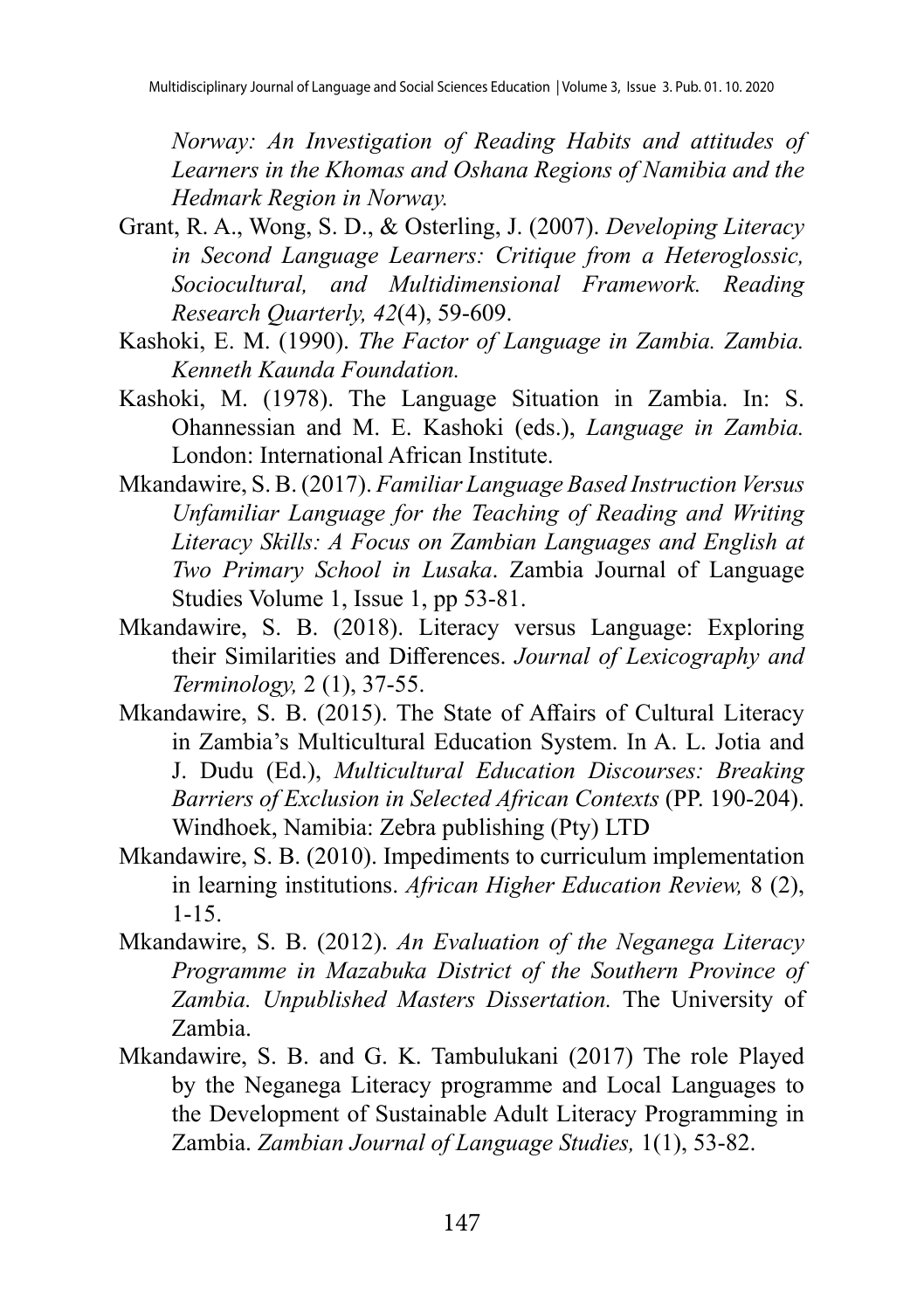*Norway: An Investigation of Reading Habits and attitudes of Learners in the Khomas and Oshana Regions of Namibia and the Hedmark Region in Norway.*

Grant, R. A., Wong, S. D., & Osterling, J. (2007). *Developing Literacy in Second Language Learners: Critique from a Heteroglossic, Sociocultural, and Multidimensional Framework. Reading Research Quarterly, 42*(4), 59-609.

Kashoki, E. M. (1990). *The Factor of Language in Zambia. Zambia. Kenneth Kaunda Foundation.*

Kashoki, M. (1978). The Language Situation in Zambia. In: S. Ohannessian and M. E. Kashoki (eds.), *Language in Zambia.* London: International African Institute.

Mkandawire, S. B. (2017). *Familiar Language Based Instruction Versus Unfamiliar Language for the Teaching of Reading and Writing Literacy Skills: A Focus on Zambian Languages and English at Two Primary School in Lusaka*. Zambia Journal of Language Studies Volume 1, Issue 1, pp 53-81.

Mkandawire, S. B. (2018). Literacy versus Language: Exploring their Similarities and Differences. *Journal of Lexicography and Terminology,* 2 (1), 37-55.

Mkandawire, S. B. (2015). The State of Affairs of Cultural Literacy in Zambia's Multicultural Education System. In A. L. Jotia and J. Dudu (Ed.), *Multicultural Education Discourses: Breaking Barriers of Exclusion in Selected African Contexts* (PP. 190-204). Windhoek, Namibia: Zebra publishing (Pty) LTD

Mkandawire, S. B. (2010). Impediments to curriculum implementation in learning institutions. *African Higher Education Review,* 8 (2), 1-15.

Mkandawire, S. B. (2012). *An Evaluation of the Neganega Literacy Programme in Mazabuka District of the Southern Province of Zambia. Unpublished Masters Dissertation.* The University of Zambia.

Mkandawire, S. B. and G. K. Tambulukani (2017) The role Played by the Neganega Literacy programme and Local Languages to the Development of Sustainable Adult Literacy Programming in Zambia. *Zambian Journal of Language Studies,* 1(1), 53-82.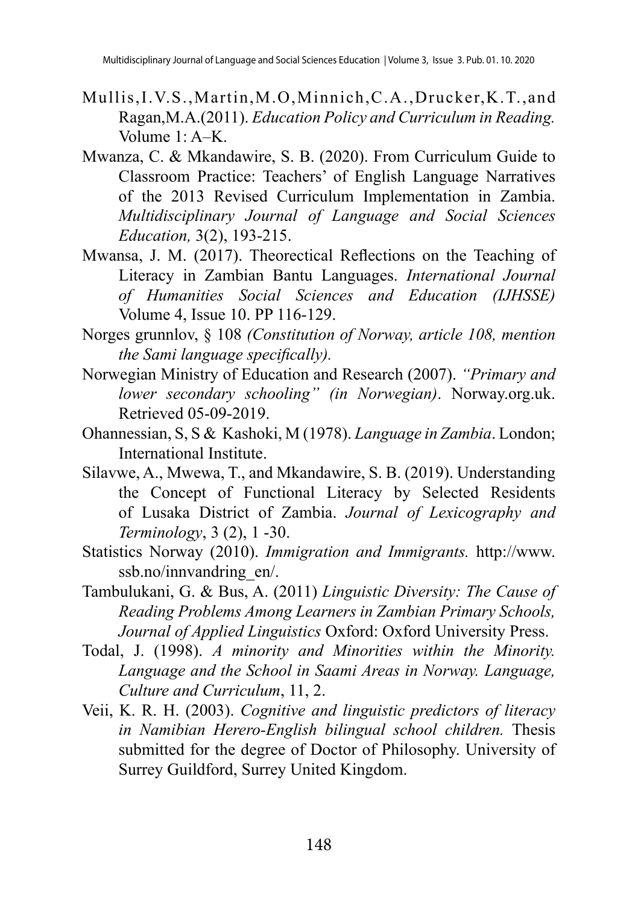Mullis,I.V.S.,Martin,M.O,Minnich,C.A.,Drucker,K.T.,and Ragan,M.A.(2011). *Education Policy and Curriculum in Reading.* Volume 1: A–K.

Mwanza, C. & Mkandawire, S. B. (2020). From Curriculum Guide to Classroom Practice: Teachers' of English Language Narratives of the 2013 Revised Curriculum Implementation in Zambia. *Multidisciplinary Journal of Language and Social Sciences Education,* 3(2), 193-215.

Mwansa, J. M. (2017). Theorectical Reflections on the Teaching of Literacy in Zambian Bantu Languages. *International Journal of Humanities Social Sciences and Education (IJHSSE)* Volume 4, Issue 10. PP 116-129.

Norges grunnlov, § 108 *(Constitution of Norway, article 108, mention the Sami language specifically).*

Norwegian Ministry of Education and Research (2007). *"Primary and lower secondary schooling" (in Norwegian)*. Norway.org.uk. Retrieved 05-09-2019.

Ohannessian, S, S & Kashoki, M (1978). *Language in Zambia*. London; International Institute.

Silavwe, A., Mwewa, T., and Mkandawire, S. B. (2019). Understanding the Concept of Functional Literacy by Selected Residents of Lusaka District of Zambia. *Journal of Lexicography and Terminology*, 3 (2), 1 -30.

Statistics Norway (2010). *Immigration and Immigrants.* http://www.ssb.no/innvandring_en/.

Tambulukani, G. & Bus, A. (2011) *Linguistic Diversity: The Cause of Reading Problems Among Learners in Zambian Primary Schools, Journal of Applied Linguistics* Oxford: Oxford University Press.

Todal, J. (1998). *A minority and Minorities within the Minority. Language and the School in Saami Areas in Norway. Language, Culture and Curriculum*, 11, 2.

Veii, K. R. H. (2003). *Cognitive and linguistic predictors of literacy in Namibian Herero-English bilingual school children.* Thesis submitted for the degree of Doctor of Philosophy. University of Surrey Guildford, Surrey United Kingdom.